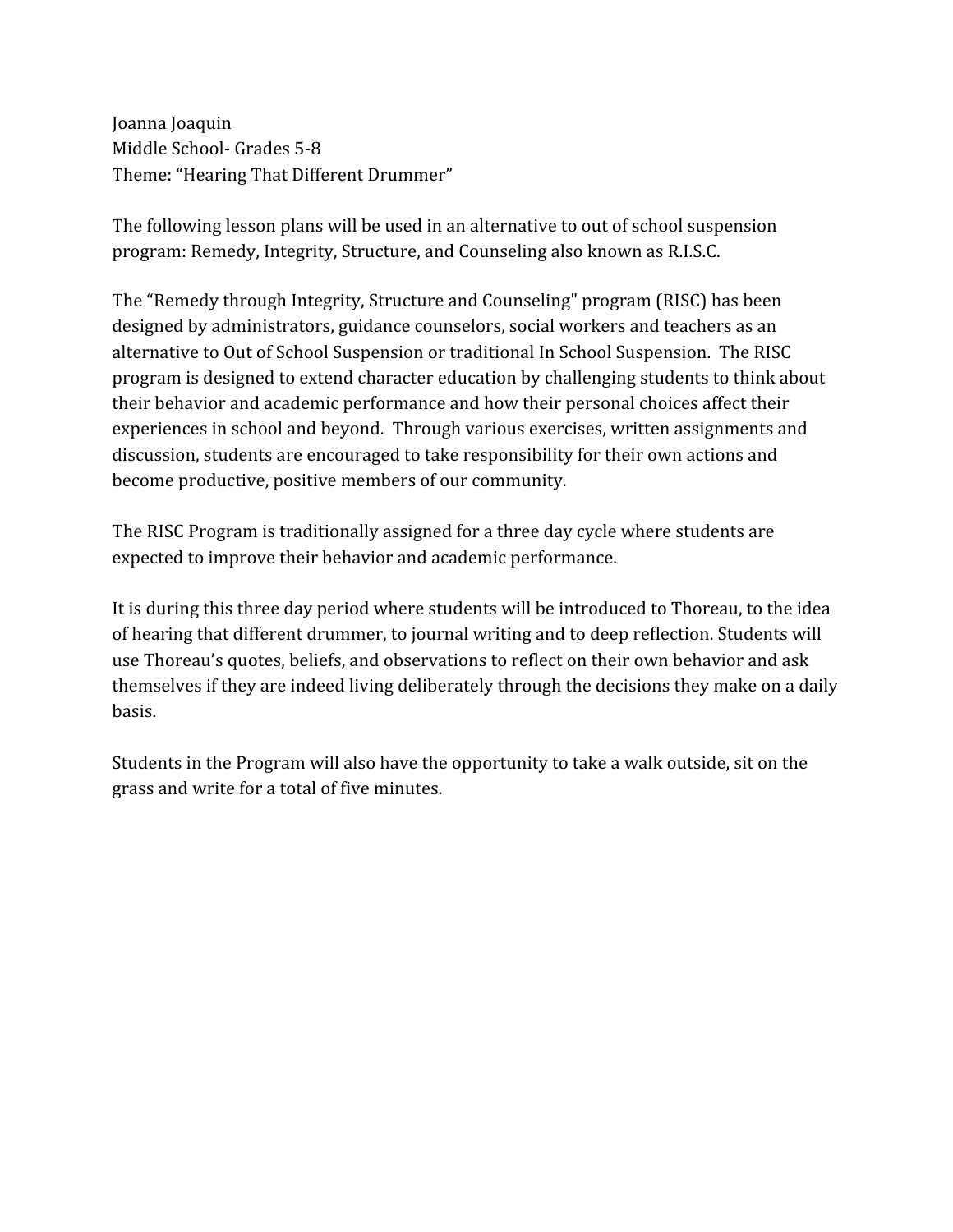Joanna Joaquin
Middle School- Grades 5-8
Theme: "Hearing That Different Drummer"

The following lesson plans will be used in an alternative to out of school suspension program: Remedy, Integrity, Structure, and Counseling also known as R.I.S.C.

The "Remedy through Integrity, Structure and Counseling" program (RISC) has been designed by administrators, guidance counselors, social workers and teachers as an alternative to Out of School Suspension or traditional In School Suspension. The RISC program is designed to extend character education by challenging students to think about their behavior and academic performance and how their personal choices affect their experiences in school and beyond. Through various exercises, written assignments and discussion, students are encouraged to take responsibility for their own actions and become productive, positive members of our community.

The RISC Program is traditionally assigned for a three day cycle where students are expected to improve their behavior and academic performance.

It is during this three day period where students will be introduced to Thoreau, to the idea of hearing that different drummer, to journal writing and to deep reflection. Students will use Thoreau's quotes, beliefs, and observations to reflect on their own behavior and ask themselves if they are indeed living deliberately through the decisions they make on a daily basis.

Students in the Program will also have the opportunity to take a walk outside, sit on the grass and write for a total of five minutes.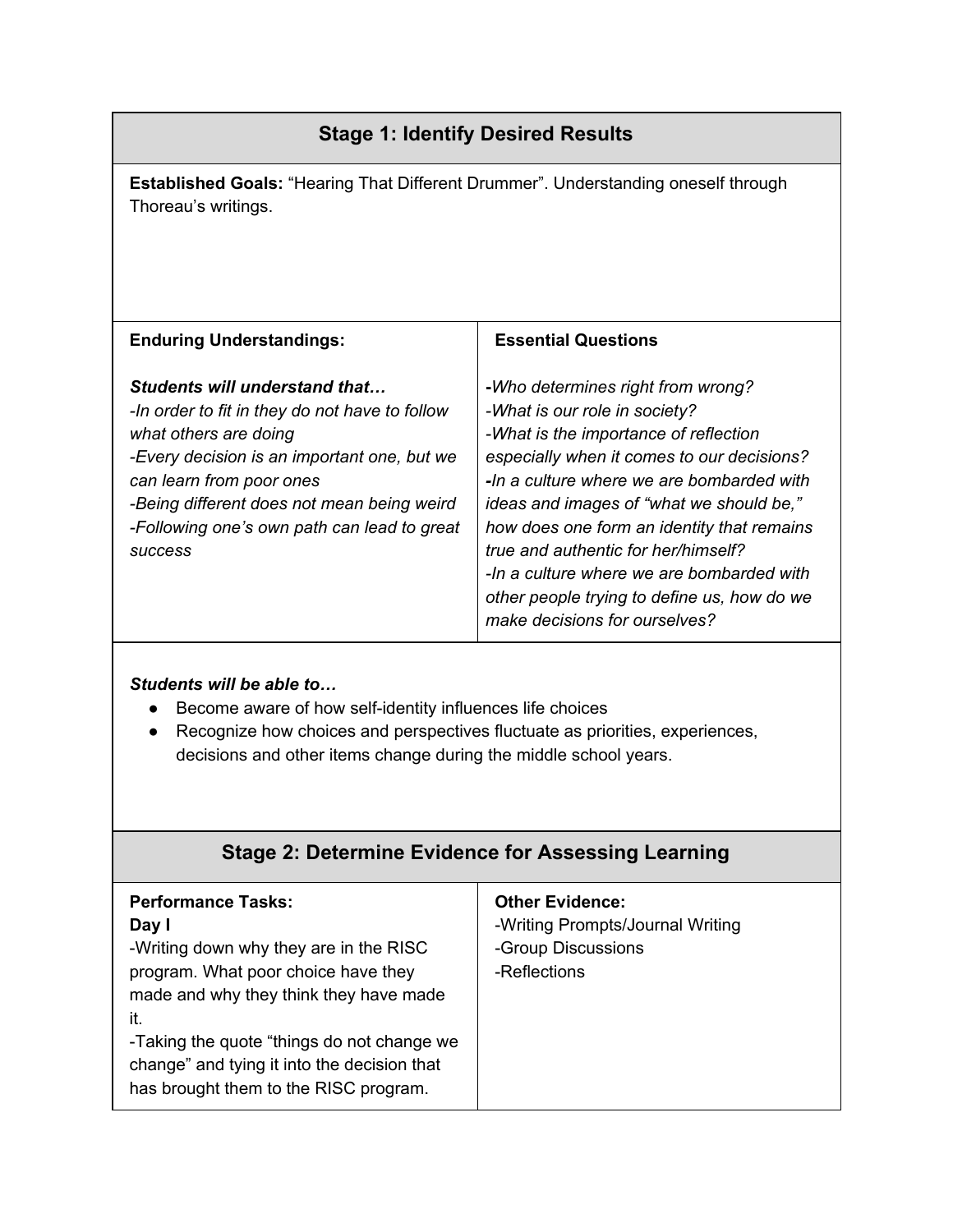## Stage 1: Identify Desired Results

**Established Goals:** "Hearing That Different Drummer". Understanding oneself through Thoreau's writings.

| **Enduring Understandings:** | **Essential Questions** |
|---|---|
| ***Students will understand that…***<br>*-In order to fit in they do not have to follow what others are doing*<br>*-Every decision is an important one, but we can learn from poor ones*<br>*-Being different does not mean being weird*<br>*-Following one's own path can lead to great success* | **-***Who determines right from wrong?*<br>*-What is our role in society?*<br>*-What is the importance of reflection especially when it comes to our decisions?*<br>**-***In a culture where we are bombarded with ideas and images of "what we should be," how does one form an identity that remains true and authentic for her/himself?*<br>*-In a culture where we are bombarded with other people trying to define us, how do we make decisions for ourselves?* |

***Students will be able to…***

- Become aware of how self-identity influences life choices
- Recognize how choices and perspectives fluctuate as priorities, experiences, decisions and other items change during the middle school years.

## Stage 2: Determine Evidence for Assessing Learning

| **Performance Tasks:** | **Other Evidence:** |
|---|---|
| **Day I**<br>-Writing down why they are in the RISC program. What poor choice have they made and why they think they have made it.<br>-Taking the quote "things do not change we change" and tying it into the decision that has brought them to the RISC program. | -Writing Prompts/Journal Writing<br>-Group Discussions<br>-Reflections |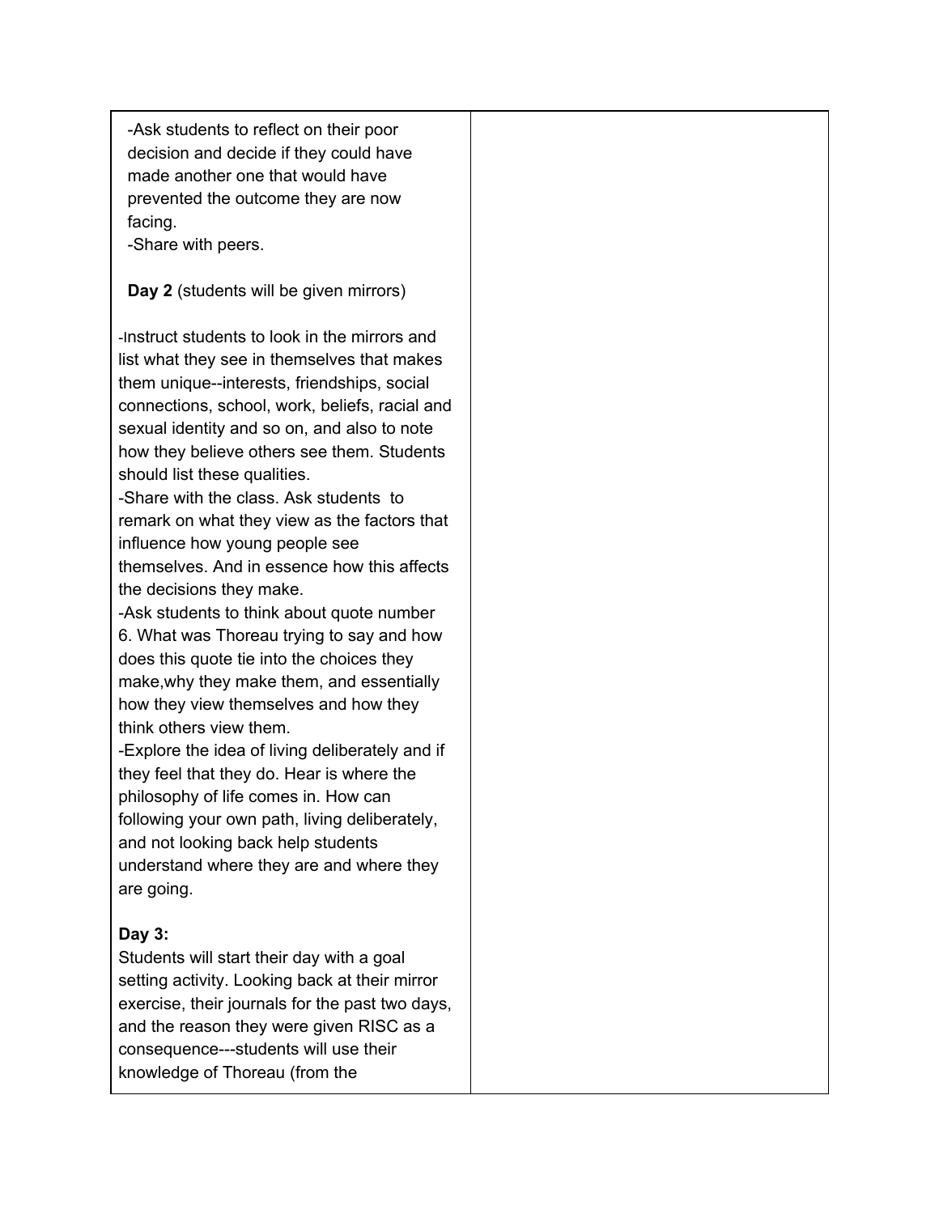| | |
|---|---|
| -Ask students to reflect on their poor decision and decide if they could have made another one that would have prevented the outcome they are now facing.<br>-Share with peers.<br><br>**Day 2** (students will be given mirrors)<br><br>-Instruct students to look in the mirrors and list what they see in themselves that makes them unique--interests, friendships, social connections, school, work, beliefs, racial and sexual identity and so on, and also to note how they believe others see them. Students should list these qualities.<br>-Share with the class. Ask students to remark on what they view as the factors that influence how young people see themselves. And in essence how this affects the decisions they make.<br>-Ask students to think about quote number 6. What was Thoreau trying to say and how does this quote tie into the choices they make,why they make them, and essentially how they view themselves and how they think others view them.<br>-Explore the idea of living deliberately and if they feel that they do. Hear is where the philosophy of life comes in. How can following your own path, living deliberately, and not looking back help students understand where they are and where they are going.<br><br>**Day 3:**<br>Students will start their day with a goal setting activity. Looking back at their mirror exercise, their journals for the past two days, and the reason they were given RISC as a consequence---students will use their knowledge of Thoreau (from the | |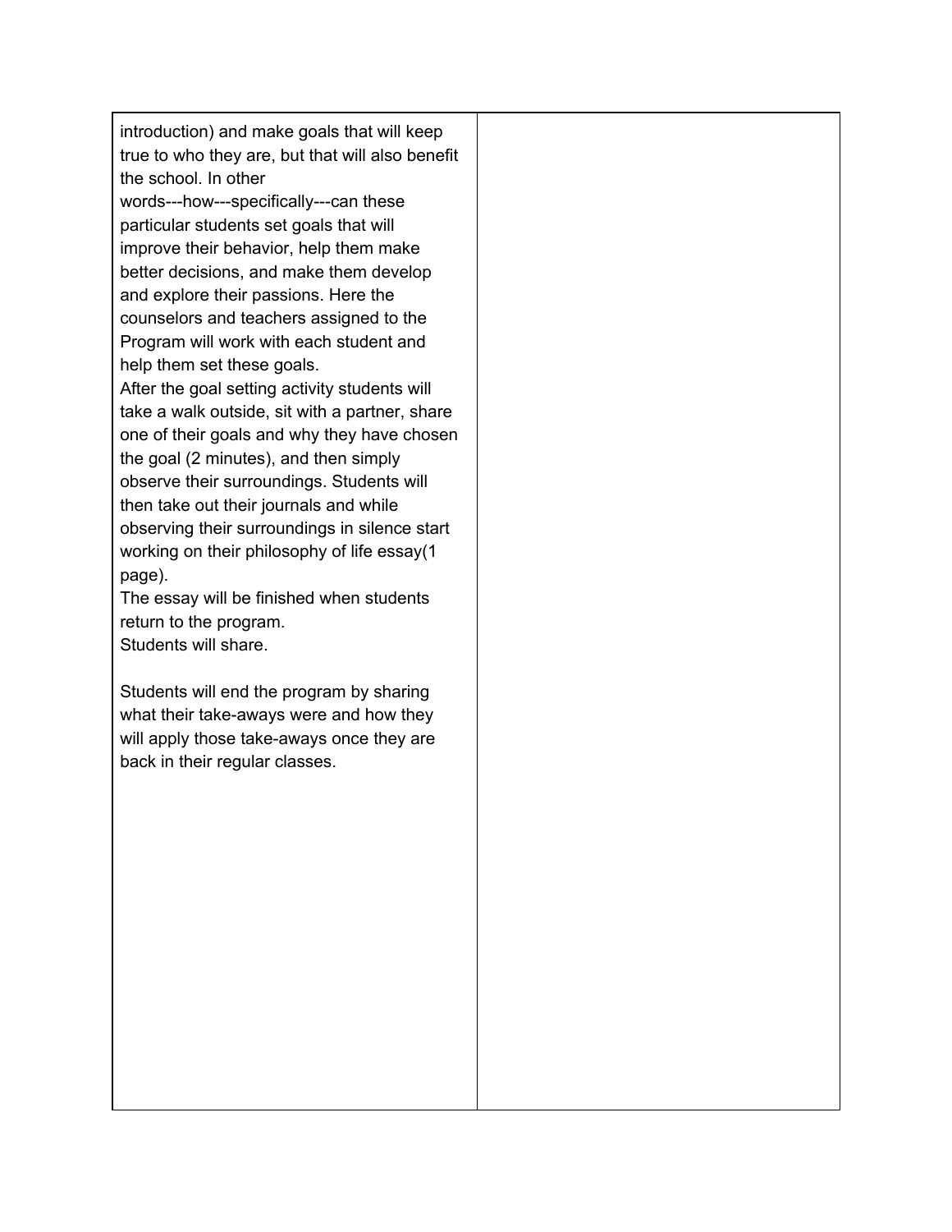| | |
|---|---|
| introduction) and make goals that will keep true to who they are, but that will also benefit the school. In other words---how---specifically---can these particular students set goals that will improve their behavior, help them make better decisions, and make them develop and explore their passions. Here the counselors and teachers assigned to the Program will work with each student and help them set these goals.<br>After the goal setting activity students will take a walk outside, sit with a partner, share one of their goals and why they have chosen the goal (2 minutes), and then simply observe their surroundings. Students will then take out their journals and while observing their surroundings in silence start working on their philosophy of life essay(1 page).<br>The essay will be finished when students return to the program.<br>Students will share.<br><br>Students will end the program by sharing what their take-aways were and how they will apply those take-aways once they are back in their regular classes. | |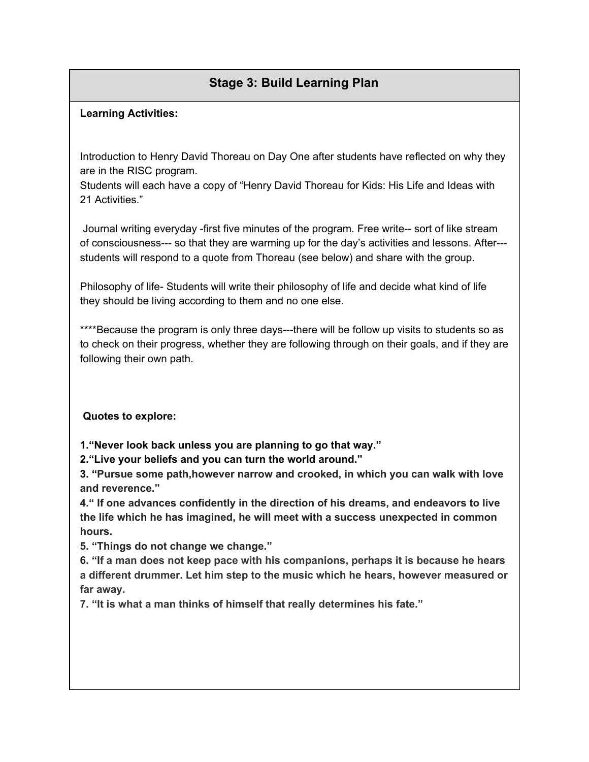## Stage 3: Build Learning Plan

**Learning Activities:**

Introduction to Henry David Thoreau on Day One after students have reflected on why they are in the RISC program.
Students will each have a copy of "Henry David Thoreau for Kids: His Life and Ideas with 21 Activities."

Journal writing everyday -first five minutes of the program. Free write-- sort of like stream of consciousness--- so that they are warming up for the day's activities and lessons. After--- students will respond to a quote from Thoreau (see below) and share with the group.

Philosophy of life- Students will write their philosophy of life and decide what kind of life they should be living according to them and no one else.

****Because the program is only three days---there will be follow up visits to students so as to check on their progress, whether they are following through on their goals, and if they are following their own path.

**Quotes to explore:**

**1."Never look back unless you are planning to go that way."**
**2."Live your beliefs and you can turn the world around."**
**3. "Pursue some path,however narrow and crooked, in which you can walk with love and reverence."**
**4." If one advances confidently in the direction of his dreams, and endeavors to live the life which he has imagined, he will meet with a success unexpected in common hours.**
**5. "Things do not change we change."**
**6. "If a man does not keep pace with his companions, perhaps it is because he hears a different drummer. Let him step to the music which he hears, however measured or far away.**
**7. "It is what a man thinks of himself that really determines his fate."**